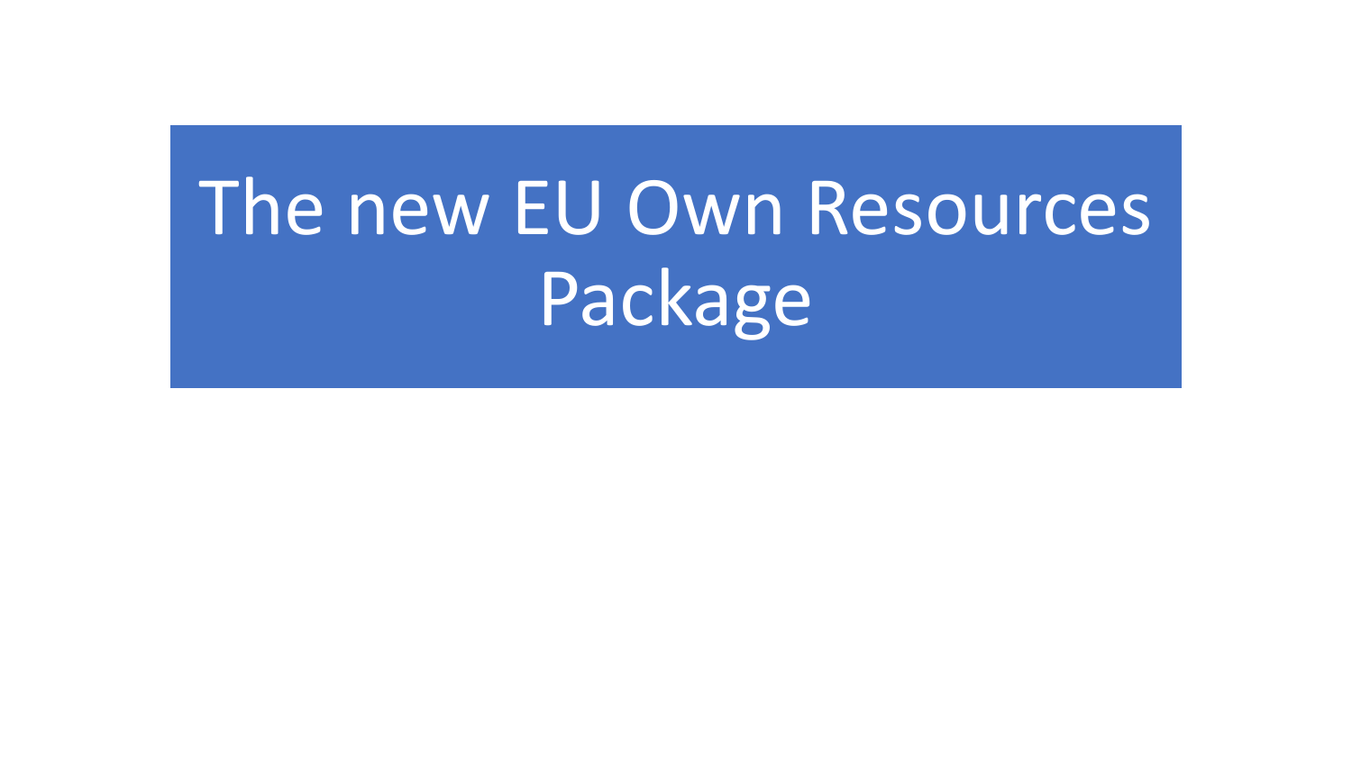# The new EU Own Resources Package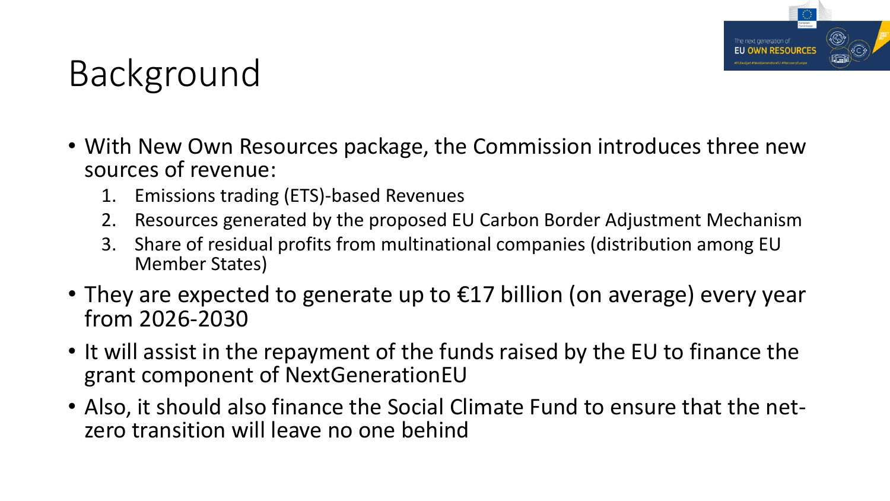# Background

- With New Own Resources package, the Commission introduces three new sources of revenue:
  1. Emissions trading (ETS)-based Revenues
  2. Resources generated by the proposed EU Carbon Border Adjustment Mechanism
  3. Share of residual profits from multinational companies (distribution among EU Member States)
- They are expected to generate up to €17 billion (on average) every year from 2026-2030
- It will assist in the repayment of the funds raised by the EU to finance the grant component of NextGenerationEU
- Also, it should also finance the Social Climate Fund to ensure that the net-zero transition will leave no one behind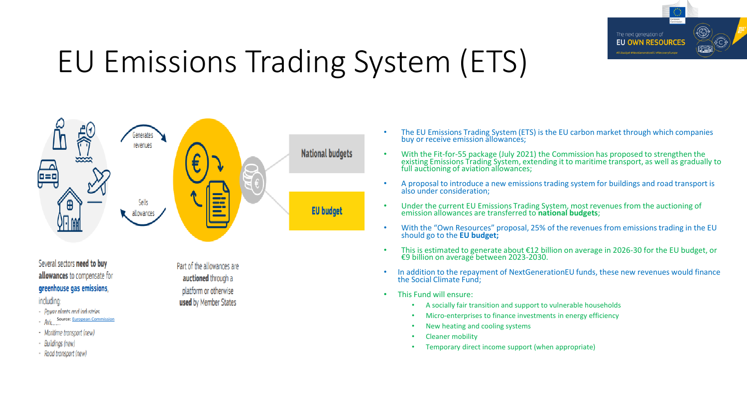# EU Emissions Trading System (ETS)

Generates revenues

Sells allowances

National budgets

EU budget

Several sectors **need to buy allowances** to compensate for **greenhouse gas emissions**, including:

- Power plants and industries
- Aviation
- Maritime transport (new)
- Buildings (new)
- Road transport (new)

Source: European Commission

Part of the allowances are **auctioned** through a platform or otherwise **used** by Member States

- The EU Emissions Trading System (ETS) is the EU carbon market through which companies buy or receive emission allowances;
- With the Fit-for-55 package (July 2021) the Commission has proposed to strengthen the existing Emissions Trading System, extending it to maritime transport, as well as gradually to full auctioning of aviation allowances;
- A proposal to introduce a new emissions trading system for buildings and road transport is also under consideration;
- Under the current EU Emissions Trading System, most revenues from the auctioning of emission allowances are transferred to **national budgets**;
- With the "Own Resources" proposal, 25% of the revenues from emissions trading in the EU should go to the **EU budget;**
- This is estimated to generate about €12 billion on average in 2026-30 for the EU budget, or €9 billion on average between 2023-2030.
- In addition to the repayment of NextGenerationEU funds, these new revenues would finance the Social Climate Fund;
- This Fund will ensure:
  - A socially fair transition and support to vulnerable households
  - Micro-enterprises to finance investments in energy efficiency
  - New heating and cooling systems
  - Cleaner mobility
  - Temporary direct income support (when appropriate)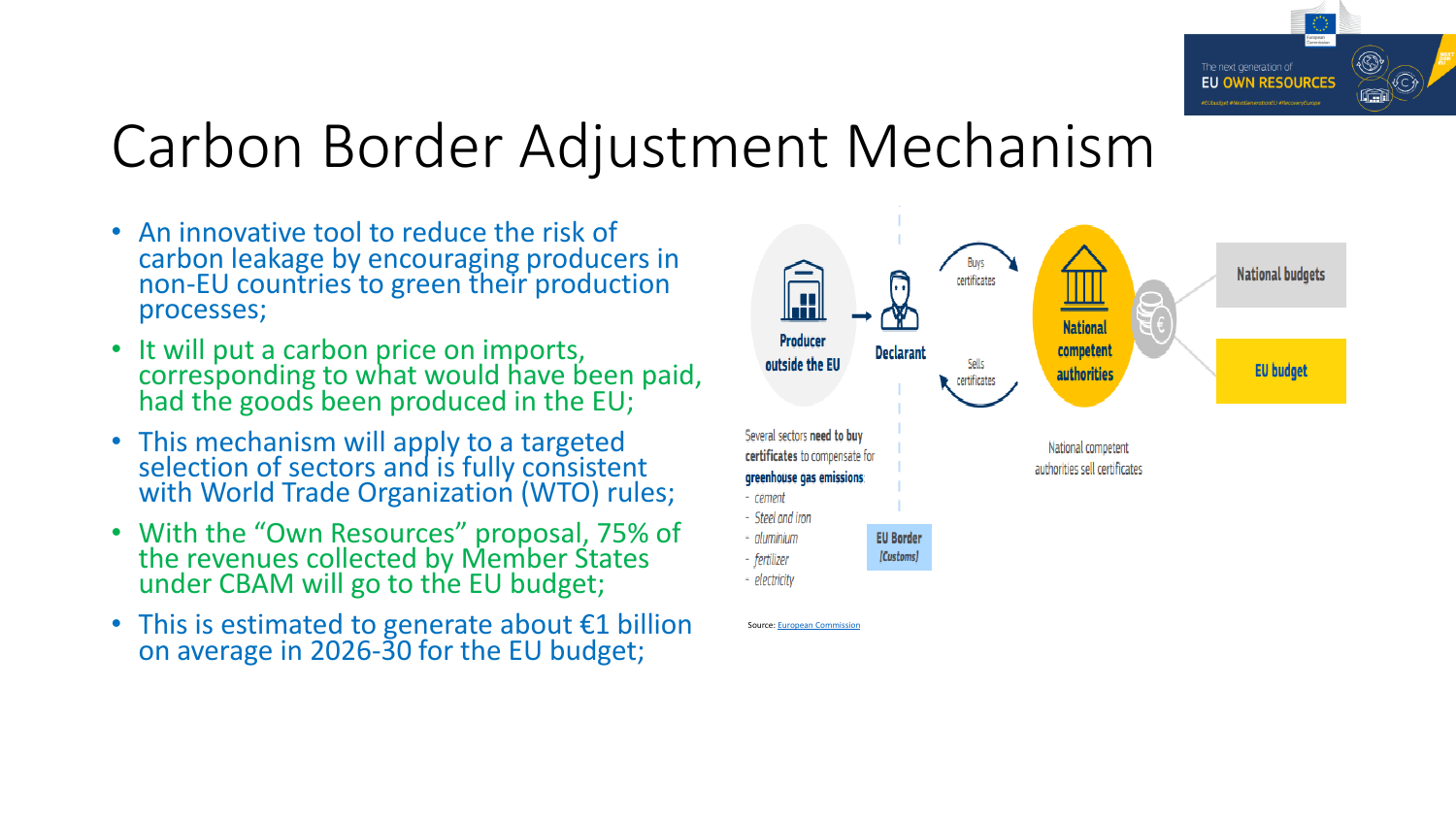# Carbon Border Adjustment Mechanism

- An innovative tool to reduce the risk of carbon leakage by encouraging producers in non-EU countries to green their production processes;
- It will put a carbon price on imports, corresponding to what would have been paid, had the goods been produced in the EU;
- This mechanism will apply to a targeted selection of sectors and is fully consistent with World Trade Organization (WTO) rules;
- With the "Own Resources" proposal, 75% of the revenues collected by Member States under CBAM will go to the EU budget;
- This is estimated to generate about €1 billion on average in 2026-30 for the EU budget;

Producer outside the EU → Declarant

Buys certificates

Sells certificates

National competent authorities

National budgets

EU budget

Several sectors **need to buy certificates** to compensate for **greenhouse gas emissions**:

- cement
- Steel and iron
- aluminium
- fertilizer
- electricity

**EU Border (Customs)**

National competent authorities sell certificates

Source: European Commission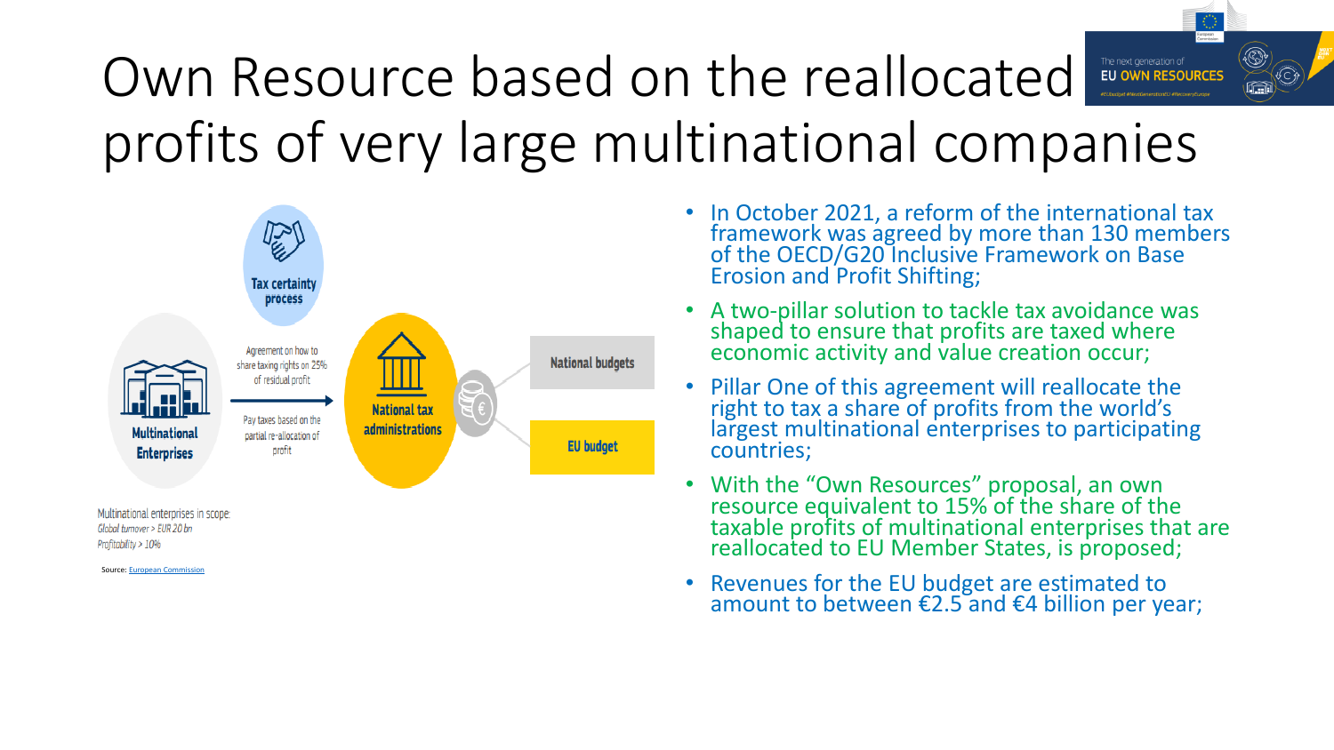# Own Resource based on the reallocated profits of very large multinational companies

Tax certainty process

Multinational Enterprises

Agreement on how to share taxing rights on 25% of residual profit

Pay taxes based on the partial re-allocation of profit

National tax administrations

National budgets

EU budget

Multinational enterprises in scope:
*Global turnover > EUR 20 bn*
*Profitability > 10%*

Source: European Commission

- In October 2021, a reform of the international tax framework was agreed by more than 130 members of the OECD/G20 Inclusive Framework on Base Erosion and Profit Shifting;
- A two-pillar solution to tackle tax avoidance was shaped to ensure that profits are taxed where economic activity and value creation occur;
- Pillar One of this agreement will reallocate the right to tax a share of profits from the world's largest multinational enterprises to participating countries;
- With the "Own Resources" proposal, an own resource equivalent to 15% of the share of the taxable profits of multinational enterprises that are reallocated to EU Member States, is proposed;
- Revenues for the EU budget are estimated to amount to between €2.5 and €4 billion per year;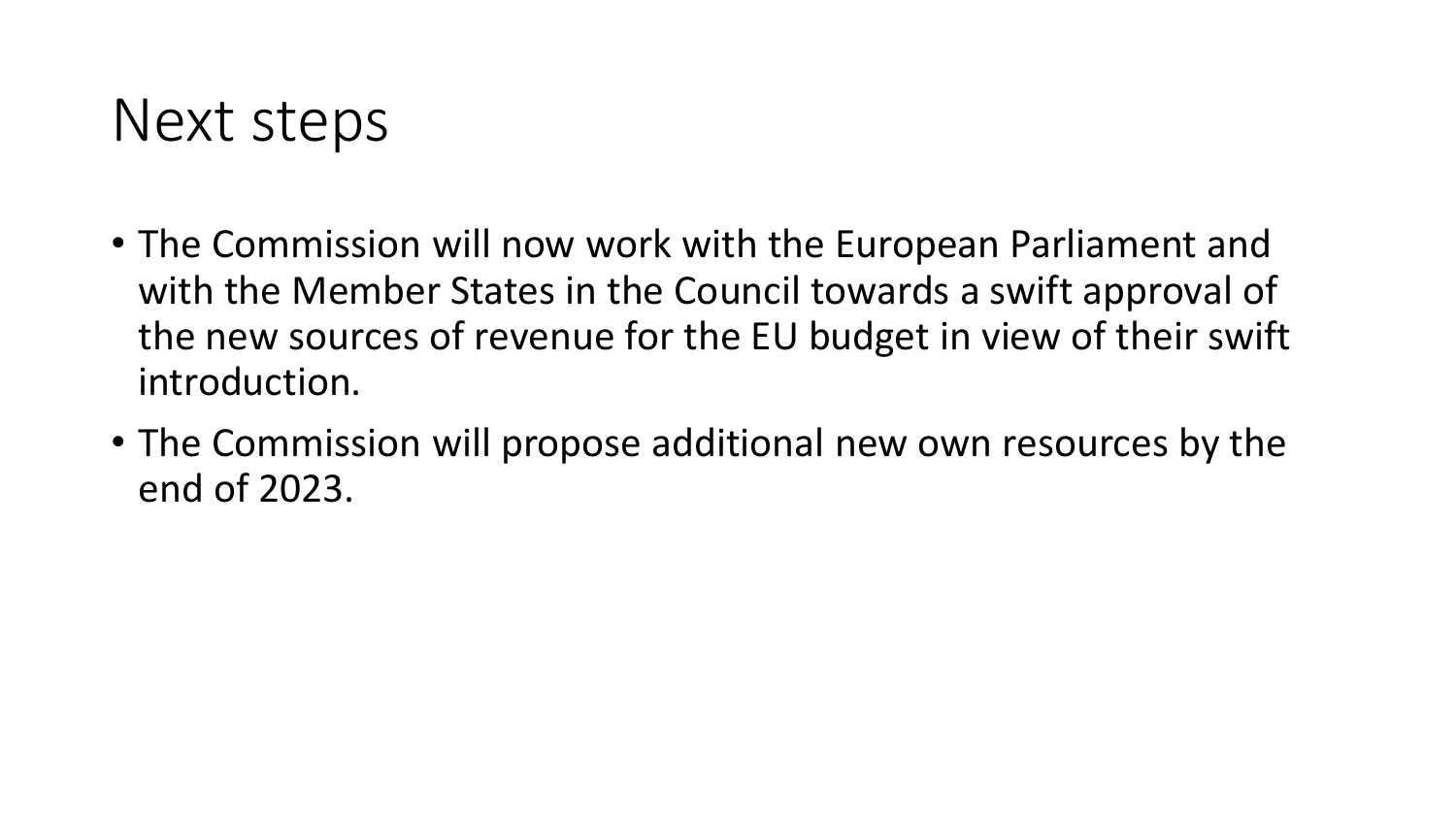# Next steps

- The Commission will now work with the European Parliament and with the Member States in the Council towards a swift approval of the new sources of revenue for the EU budget in view of their swift introduction.
- The Commission will propose additional new own resources by the end of 2023.